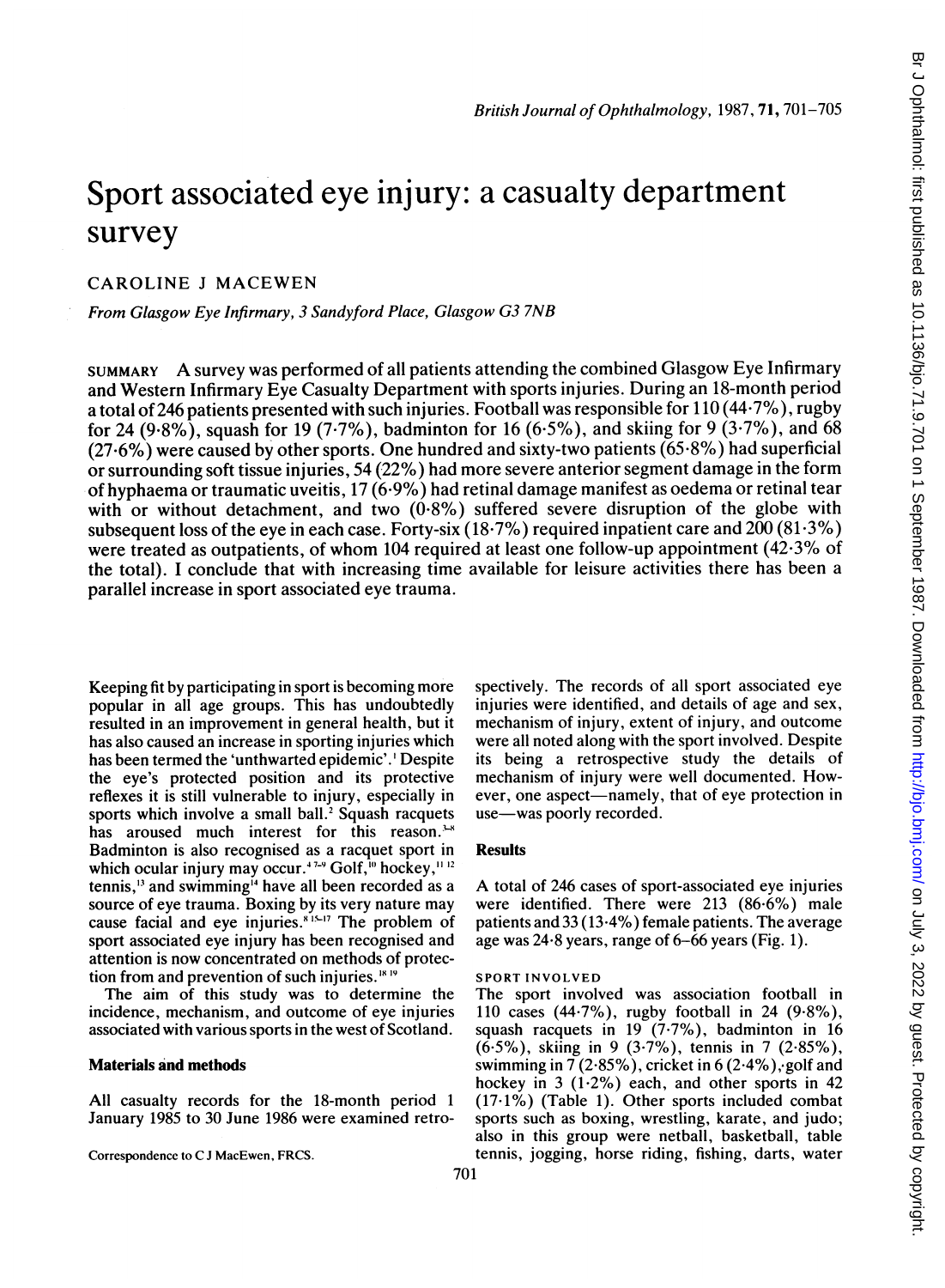# Sport associated eye injury: a casualty department survey

CAROLINE J MACEWEN

*From Glasgow Eye Infirmary, 3 Sandyford Place, Glasgow G3 7NB*

SUMMARY A survey was performed of all patients attending the combined Glasgow Eye Infirmary and Western Infirmary Eye Casualty Department with sports injuries. During an 18-month period a total of 246 patients presented with such injuries. Football was responsible for 110 (44·7%), rugby for 24 (9·8%), squash for 19 (7·7%), badminton for 16 (6·5%), and skiing for 9 (3·7%), and 68 (27·6%) were caused by other sports. One hundred and sixty-two patients (65·8%) had superficial or surrounding soft tissue injuries, 54 (22%) had more severe anterior segment damage in the form of hyphaema or traumatic uveitis, 17 (6·9%) had retinal damage manifest as oedema or retinal tear with or without detachment, and two (0·8%) suffered severe disruption of the globe with subsequent loss of the eye in each case. Forty-six (18·7%) required inpatient care and 200 (81·3%) were treated as outpatients, of whom 104 required at least one follow-up appointment (42·3% of the total). I conclude that with increasing time available for leisure activities there has been a parallel increase in sport associated eye trauma.

Keeping fit by participating in sport is becoming more popular in all age groups. This has undoubtedly resulted in an improvement in general health, but it has also caused an increase in sporting injuries which has been termed the 'unthwarted epidemic'.[1] Despite the eye's protected position and its protective reflexes it is still vulnerable to injury, especially in sports which involve a small ball.[2] Squash racquets has aroused much interest for this reason.[3-8] Badminton is also recognised as a racquet sport in which ocular injury may occur.[4,7-9] Golf,[10] hockey,[11,12] tennis,[13] and swimming[14] have all been recorded as a source of eye trauma. Boxing by its very nature may cause facial and eye injuries.[8,15-17] The problem of sport associated eye injury has been recognised and attention is now concentrated on methods of protection from and prevention of such injuries.[18,19]

The aim of this study was to determine the incidence, mechanism, and outcome of eye injuries associated with various sports in the west of Scotland.

## Materials and methods

All casualty records for the 18-month period 1 January 1985 to 30 June 1986 were examined retrospectively. The records of all sport associated eye injuries were identified, and details of age and sex, mechanism of injury, extent of injury, and outcome were all noted along with the sport involved. Despite its being a retrospective study the details of mechanism of injury were well documented. However, one aspect—namely, that of eye protection in use—was poorly recorded.

Correspondence to C J MacEwen, FRCS.

## Results

A total of 246 cases of sport-associated eye injuries were identified. There were 213 (86·6%) male patients and 33 (13·4%) female patients. The average age was 24·8 years, range of 6–66 years (Fig. 1).

### SPORT INVOLVED

The sport involved was association football in 110 cases (44·7%), rugby football in 24 (9·8%), squash racquets in 19 (7·7%), badminton in 16 (6·5%), skiing in 9 (3·7%), tennis in 7 (2·85%), swimming in 7 (2·85%), cricket in 6 (2·4%), golf and hockey in 3 (1·2%) each, and other sports in 42 (17·1%) (Table 1). Other sports included combat sports such as boxing, wrestling, karate, and judo; also in this group were netball, basketball, table tennis, jogging, horse riding, fishing, darts, water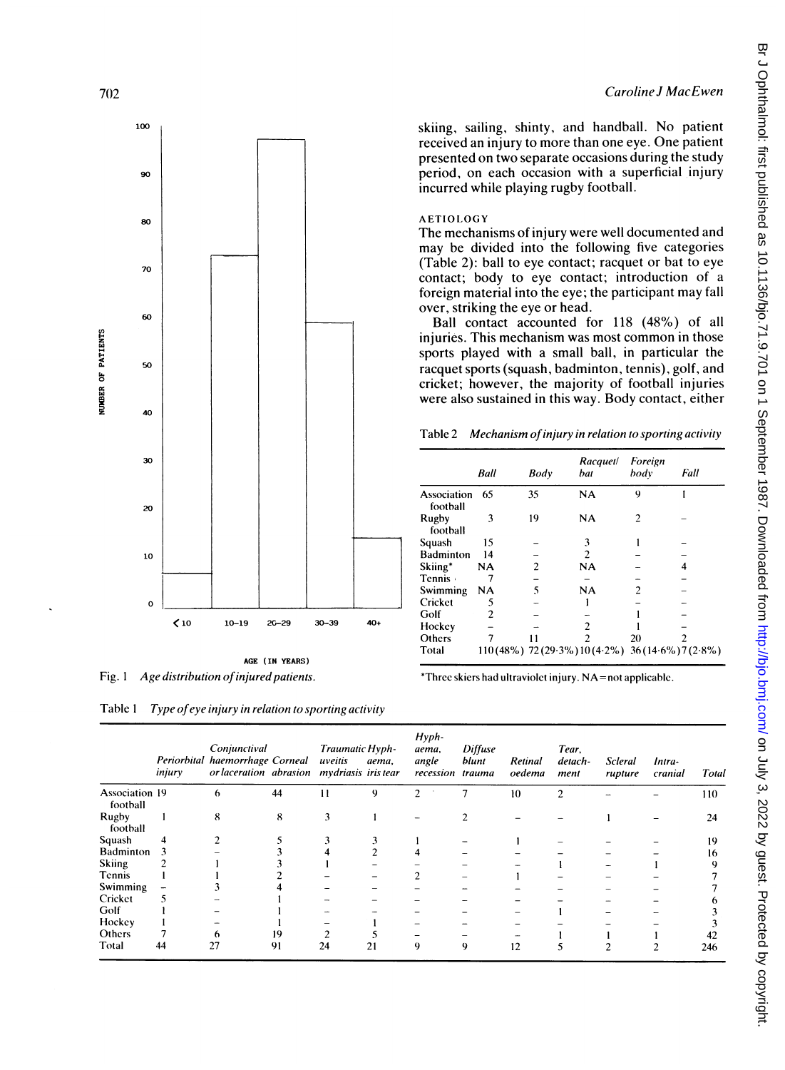skiing, sailing, shinty, and handball. No patient received an injury to more than one eye. One patient presented on two separate occasions during the study period, on each occasion with a superficial injury incurred while playing rugby football.

## AETIOLOGY

The mechanisms of injury were well documented and may be divided into the following five categories (Table 2): ball to eye contact; racquet or bat to eye contact; body to eye contact; introduction of a foreign material into the eye; the participant may fall over, striking the eye or head.

Ball contact accounted for 118 (48%) of all injuries. This mechanism was most common in those sports played with a small ball, in particular the racquet sports (squash, badminton, tennis), golf, and cricket; however, the majority of football injuries were also sustained in this way. Body contact, either

Fig. 1 *Age distribution of injured patients.*

Table 2 *Mechanism of injury in relation to sporting activity*

| | Ball | Body | Racquet/bat | Foreign body | Fall |
|---|---|---|---|---|---|
| Association football | 65 | 35 | NA | 9 | 1 |
| Rugby football | 3 | 19 | NA | 2 | – |
| Squash | 15 | – | 3 | 1 | – |
| Badminton | 14 | – | 2 | – | – |
| Skiing* | NA | 2 | NA | – | 4 |
| Tennis | 7 | – | – | – | – |
| Swimming | NA | 5 | NA | 2 | – |
| Cricket | 5 | – | 1 | – | – |
| Golf | 2 | – | – | 1 | – |
| Hockey | – | – | 2 | 1 | – |
| Others | 7 | 11 | 2 | 20 | 2 |
| Total | 110 (48%) | 72 (29·3%) | 10 (4·2%) | 36 (14·6%) | 7 (2·8%) |

*Three skiers had ultraviolet injury. NA=not applicable.

Table 1 *Type of eye injury in relation to sporting activity*

| | Periorbital injury | Conjunctival haemorrhage or laceration | Corneal abrasion | Traumatic uveitis mydriasis | Hyphaema, iris tear | Hyphaema, angle recession | Diffuse blunt trauma | Retinal oedema | Tear, detachment | Scleral rupture | Intracranial | Total |
|---|---|---|---|---|---|---|---|---|---|---|---|---|
| Association football | 19 | 6 | 44 | 11 | 9 | 2 | 7 | 10 | 2 | – | – | 110 |
| Rugby football | 1 | 8 | 8 | 3 | 1 | – | 2 | – | – | 1 | – | 24 |
| Squash | 4 | 2 | 5 | 3 | 3 | 1 | – | 1 | – | – | – | 19 |
| Badminton | 3 | – | 3 | 4 | 2 | 4 | – | – | – | – | – | 16 |
| Skiing | 2 | 1 | 3 | 1 | – | – | – | – | 1 | – | 1 | 9 |
| Tennis | 1 | 1 | 2 | – | – | 2 | – | 1 | – | – | – | 7 |
| Swimming | – | 3 | 4 | – | – | – | – | – | – | – | – | 7 |
| Cricket | 5 | – | 1 | – | – | – | – | – | – | – | – | 6 |
| Golf | 1 | – | 1 | – | – | – | – | – | 1 | – | – | 3 |
| Hockey | 1 | – | 1 | – | 1 | – | – | – | – | – | – | 3 |
| Others | 7 | 6 | 19 | 2 | 5 | – | – | – | 1 | 1 | 1 | 42 |
| Total | 44 | 27 | 91 | 24 | 21 | 9 | 9 | 12 | 5 | 2 | 2 | 246 |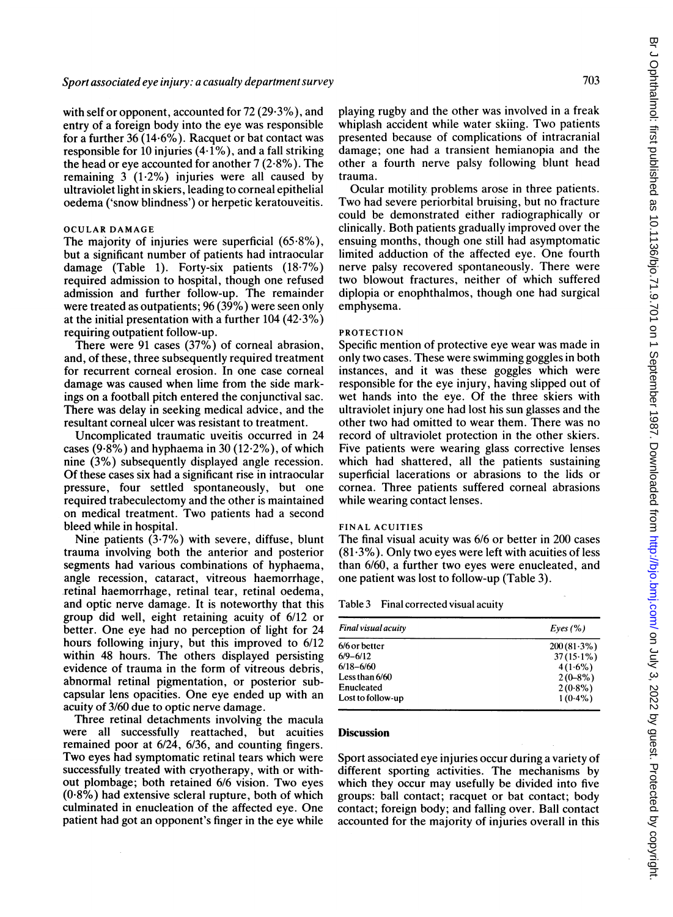with self or opponent, accounted for 72 (29·3%), and entry of a foreign body into the eye was responsible for a further 36 (14·6%). Racquet or bat contact was responsible for 10 injuries (4·1%), and a fall striking the head or eye accounted for another 7 (2·8%). The remaining 3 (1·2%) injuries were all caused by ultraviolet light in skiers, leading to corneal epithelial oedema ('snow blindness') or herpetic keratouveitis.

### OCULAR DAMAGE

The majority of injuries were superficial (65·8%), but a significant number of patients had intraocular damage (Table 1). Forty-six patients (18·7%) required admission to hospital, though one refused admission and further follow-up. The remainder were treated as outpatients; 96 (39%) were seen only at the initial presentation with a further 104 (42·3%) requiring outpatient follow-up.

There were 91 cases (37%) of corneal abrasion, and, of these, three subsequently required treatment for recurrent corneal erosion. In one case corneal damage was caused when lime from the side markings on a football pitch entered the conjunctival sac. There was delay in seeking medical advice, and the resultant corneal ulcer was resistant to treatment.

Uncomplicated traumatic uveitis occurred in 24 cases (9·8%) and hyphaema in 30 (12·2%), of which nine (3%) subsequently displayed angle recession. Of these cases six had a significant rise in intraocular pressure, four settled spontaneously, but one required trabeculectomy and the other is maintained on medical treatment. Two patients had a second bleed while in hospital.

Nine patients (3·7%) with severe, diffuse, blunt trauma involving both the anterior and posterior segments had various combinations of hyphaema, angle recession, cataract, vitreous haemorrhage, retinal haemorrhage, retinal tear, retinal oedema, and optic nerve damage. It is noteworthy that this group did well, eight retaining acuity of 6/12 or better. One eye had no perception of light for 24 hours following injury, but this improved to 6/12 within 48 hours. The others displayed persisting evidence of trauma in the form of vitreous debris, abnormal retinal pigmentation, or posterior subcapsular lens opacities. One eye ended up with an acuity of 3/60 due to optic nerve damage.

Three retinal detachments involving the macula were all successfully reattached, but acuities remained poor at 6/24, 6/36, and counting fingers. Two eyes had symptomatic retinal tears which were successfully treated with cryotherapy, with or without plombage; both retained 6/6 vision. Two eyes (0·8%) had extensive scleral rupture, both of which culminated in enucleation of the affected eye. One patient had got an opponent's finger in the eye while playing rugby and the other was involved in a freak whiplash accident while water skiing. Two patients presented because of complications of intracranial damage; one had a transient hemianopia and the other a fourth nerve palsy following blunt head trauma.

Ocular motility problems arose in three patients. Two had severe periorbital bruising, but no fracture could be demonstrated either radiographically or clinically. Both patients gradually improved over the ensuing months, though one still had asymptomatic limited adduction of the affected eye. One fourth nerve palsy recovered spontaneously. There were two blowout fractures, neither of which suffered diplopia or enophthalmos, though one had surgical emphysema.

### PROTECTION

Specific mention of protective eye wear was made in only two cases. These were swimming goggles in both instances, and it was these goggles which were responsible for the eye injury, having slipped out of wet hands into the eye. Of the three skiers with ultraviolet injury one had lost his sun glasses and the other two had omitted to wear them. There was no record of ultraviolet protection in the other skiers. Five patients were wearing glass corrective lenses which had shattered, all the patients sustaining superficial lacerations or abrasions to the lids or cornea. Three patients suffered corneal abrasions while wearing contact lenses.

### FINAL ACUITIES

The final visual acuity was 6/6 or better in 200 cases (81·3%). Only two eyes were left with acuities of less than 6/60, a further two eyes were enucleated, and one patient was lost to follow-up (Table 3).

Table 3 Final corrected visual acuity

| *Final visual acuity* | *Eyes (%)* |
|---|---|
| 6/6 or better | 200 (81·3%) |
| 6/9–6/12 | 37 (15·1%) |
| 6/18–6/60 | 4 (1·6%) |
| Less than 6/60 | 2 (0·8%) |
| Enucleated | 2 (0·8%) |
| Lost to follow-up | 1 (0·4%) |

## Discussion

Sport associated eye injuries occur during a variety of different sporting activities. The mechanisms by which they occur may usefully be divided into five groups: ball contact; racquet or bat contact; body contact; foreign body; and falling over. Ball contact accounted for the majority of injuries overall in this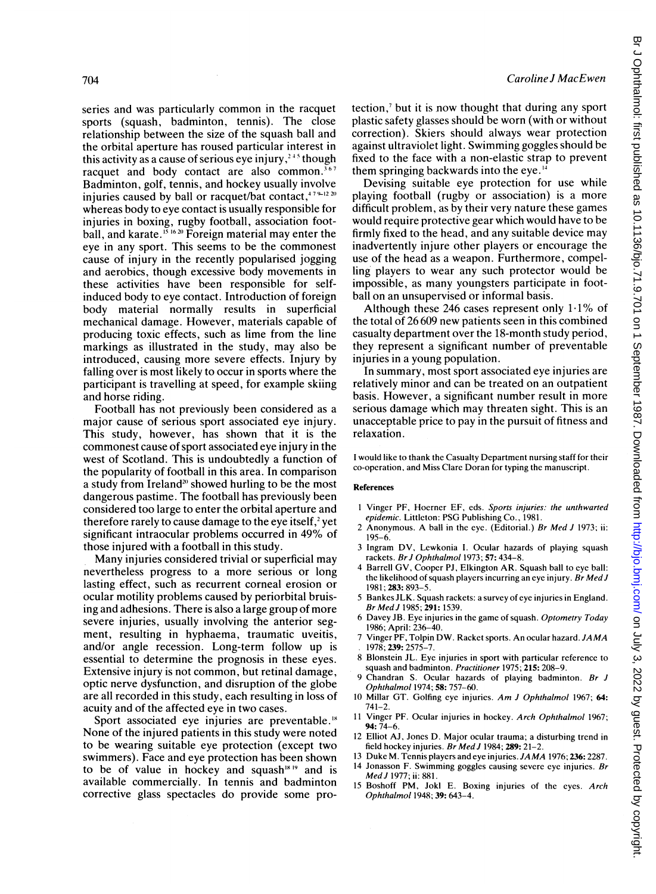series and was particularly common in the racquet sports (squash, badminton, tennis). The close relationship between the size of the squash ball and the orbital aperture has roused particular interest in this activity as a cause of serious eye injury,[2 4 5] though racquet and body contact are also common.[3 6 7] Badminton, golf, tennis, and hockey usually involve injuries caused by ball or racquet/bat contact,[4 7 9–12 20] whereas body to eye contact is usually responsible for injuries in boxing, rugby football, association football, and karate.[15 16 20] Foreign material may enter the eye in any sport. This seems to be the commonest cause of injury in the recently popularised jogging and aerobics, though excessive body movements in these activities have been responsible for self-induced body to eye contact. Introduction of foreign body material normally results in superficial mechanical damage. However, materials capable of producing toxic effects, such as lime from the line markings as illustrated in the study, may also be introduced, causing more severe effects. Injury by falling over is most likely to occur in sports where the participant is travelling at speed, for example skiing and horse riding.

Football has not previously been considered as a major cause of serious sport associated eye injury. This study, however, has shown that it is the commonest cause of sport associated eye injury in the west of Scotland. This is undoubtedly a function of the popularity of football in this area. In comparison a study from Ireland[20] showed hurling to be the most dangerous pastime. The football has previously been considered too large to enter the orbital aperture and therefore rarely to cause damage to the eye itself,[2] yet significant intraocular problems occurred in 49% of those injured with a football in this study.

Many injuries considered trivial or superficial may nevertheless progress to a more serious or long lasting effect, such as recurrent corneal erosion or ocular motility problems caused by periorbital bruising and adhesions. There is also a large group of more severe injuries, usually involving the anterior segment, resulting in hyphaema, traumatic uveitis, and/or angle recession. Long-term follow up is essential to determine the prognosis in these eyes. Extensive injury is not common, but retinal damage, optic nerve dysfunction, and disruption of the globe are all recorded in this study, each resulting in loss of acuity and of the affected eye in two cases.

Sport associated eye injuries are preventable.[18] None of the injured patients in this study were noted to be wearing suitable eye protection (except two swimmers). Face and eye protection has been shown to be of value in hockey and squash[18 19] and is available commercially. In tennis and badminton corrective glass spectacles do provide some protection,[7] but it is now thought that during any sport plastic safety glasses should be worn (with or without correction). Skiers should always wear protection against ultraviolet light. Swimming goggles should be fixed to the face with a non-elastic strap to prevent them springing backwards into the eye.[14]

Devising suitable eye protection for use while playing football (rugby or association) is a more difficult problem, as by their very nature these games would require protective gear which would have to be firmly fixed to the head, and any suitable device may inadvertently injure other players or encourage the use of the head as a weapon. Furthermore, compelling players to wear any such protector would be impossible, as many youngsters participate in football on an unsupervised or informal basis.

Although these 246 cases represent only 1·1% of the total of 26 609 new patients seen in this combined casualty department over the 18-month study period, they represent a significant number of preventable injuries in a young population.

In summary, most sport associated eye injuries are relatively minor and can be treated on an outpatient basis. However, a significant number result in more serious damage which may threaten sight. This is an unacceptable price to pay in the pursuit of fitness and relaxation.

I would like to thank the Casualty Department nursing staff for their co-operation, and Miss Clare Doran for typing the manuscript.

**References**

1 Vinger PF, Hoerner EF, eds. *Sports injuries: the unthwarted epidemic.* Littleton: PSG Publishing Co., 1981.
2 Anonymous. A ball in the eye. (Editorial.) *Br Med J* 1973; ii: 195–6.
3 Ingram DV, Lewkonia I. Ocular hazards of playing squash rackets. *Br J Ophthalmol* 1973; **57:** 434–8.
4 Barrell GV, Cooper PJ, Elkington AR. Squash ball to eye ball: the likelihood of squash players incurring an eye injury. *Br Med J* 1981; **283:** 893–5.
5 Bankes JLK. Squash rackets: a survey of eye injuries in England. *Br Med J* 1985; **291:** 1539.
6 Davey JB. Eye injuries in the game of squash. *Optometry Today* 1986; April: 236–40.
7 Vinger PF, Tolpin DW. Racket sports. An ocular hazard. *JAMA* 1978; **239:** 2575–7.
8 Blonstein JL. Eye injuries in sport with particular reference to squash and badminton. *Practitioner* 1975; **215:** 208–9.
9 Chandran S. Ocular hazards of playing badminton. *Br J Ophthalmol* 1974; **58:** 757–60.
10 Millar GT. Golfing eye injuries. *Am J Ophthalmol* 1967; **64:** 741–2.
11 Vinger PF. Ocular injuries in hockey. *Arch Ophthalmol* 1967; **94:** 74–6.
12 Elliot AJ, Jones D. Major ocular trauma; a disturbing trend in field hockey injuries. *Br Med J* 1984; **289:** 21–2.
13 Duke M. Tennis players and eye injuries. *JAMA* 1976; **236:** 2287.
14 Jonasson F. Swimming goggles causing severe eye injuries. *Br Med J* 1977; ii: 881.
15 Boshoff PM, Jokl E. Boxing injuries of the eyes. *Arch Ophthalmol* 1948; **39:** 643–4.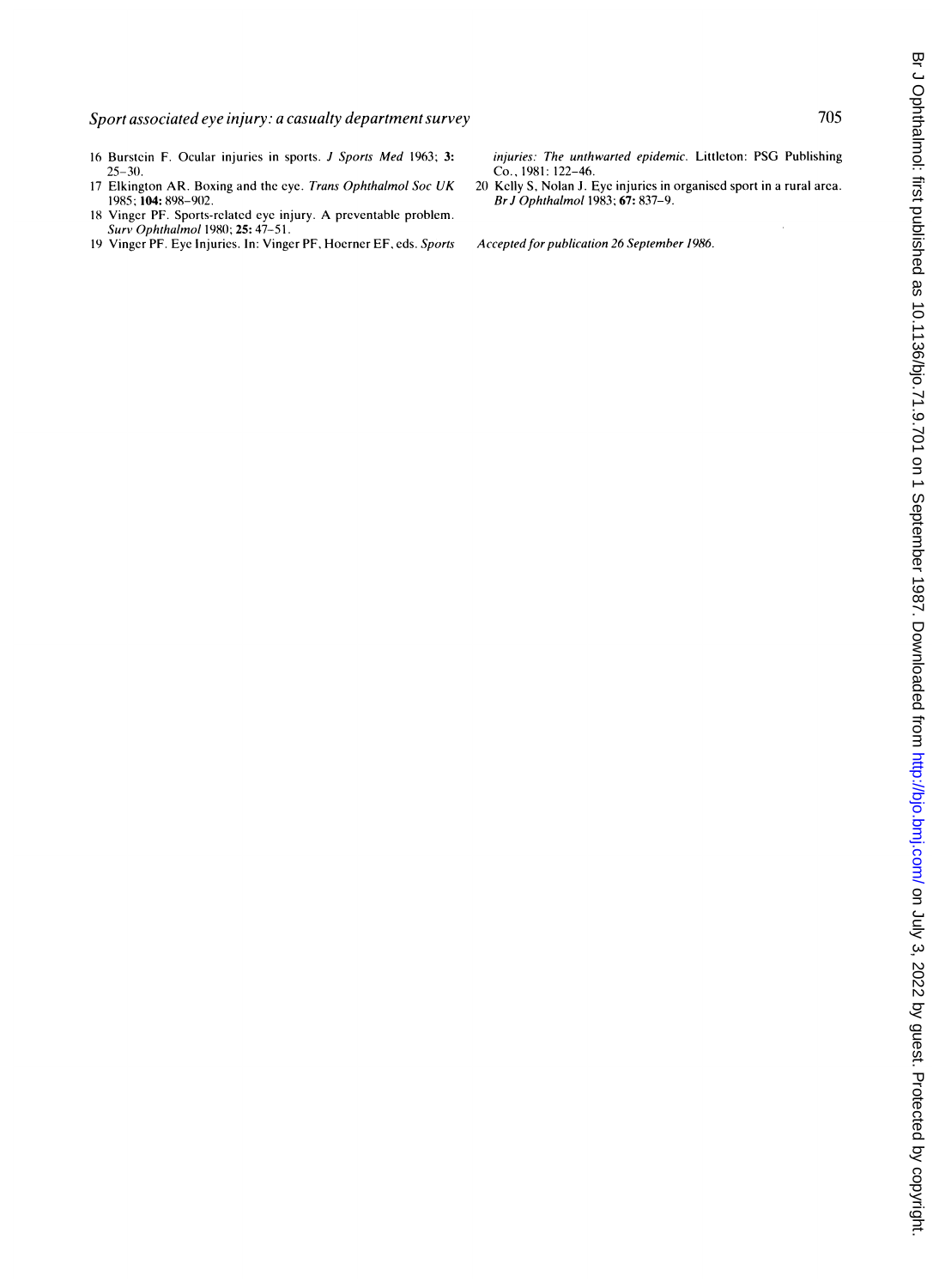16 Burstein F. Ocular injuries in sports. *J Sports Med* 1963; **3:** 25–30.

17 Elkington AR. Boxing and the eye. *Trans Ophthalmol Soc UK* 1985; **104:** 898–902.

18 Vinger PF. Sports-related eye injury. A preventable problem. *Surv Ophthalmol* 1980; **25:** 47–51.

19 Vinger PF. Eye Injuries. In: Vinger PF, Hoerner EF, eds. *Sports injuries: The unthwarted epidemic.* Littleton: PSG Publishing Co., 1981: 122–46.

20 Kelly S, Nolan J. Eye injuries in organised sport in a rural area. *Br J Ophthalmol* 1983; **67:** 837–9.

*Accepted for publication 26 September 1986.*